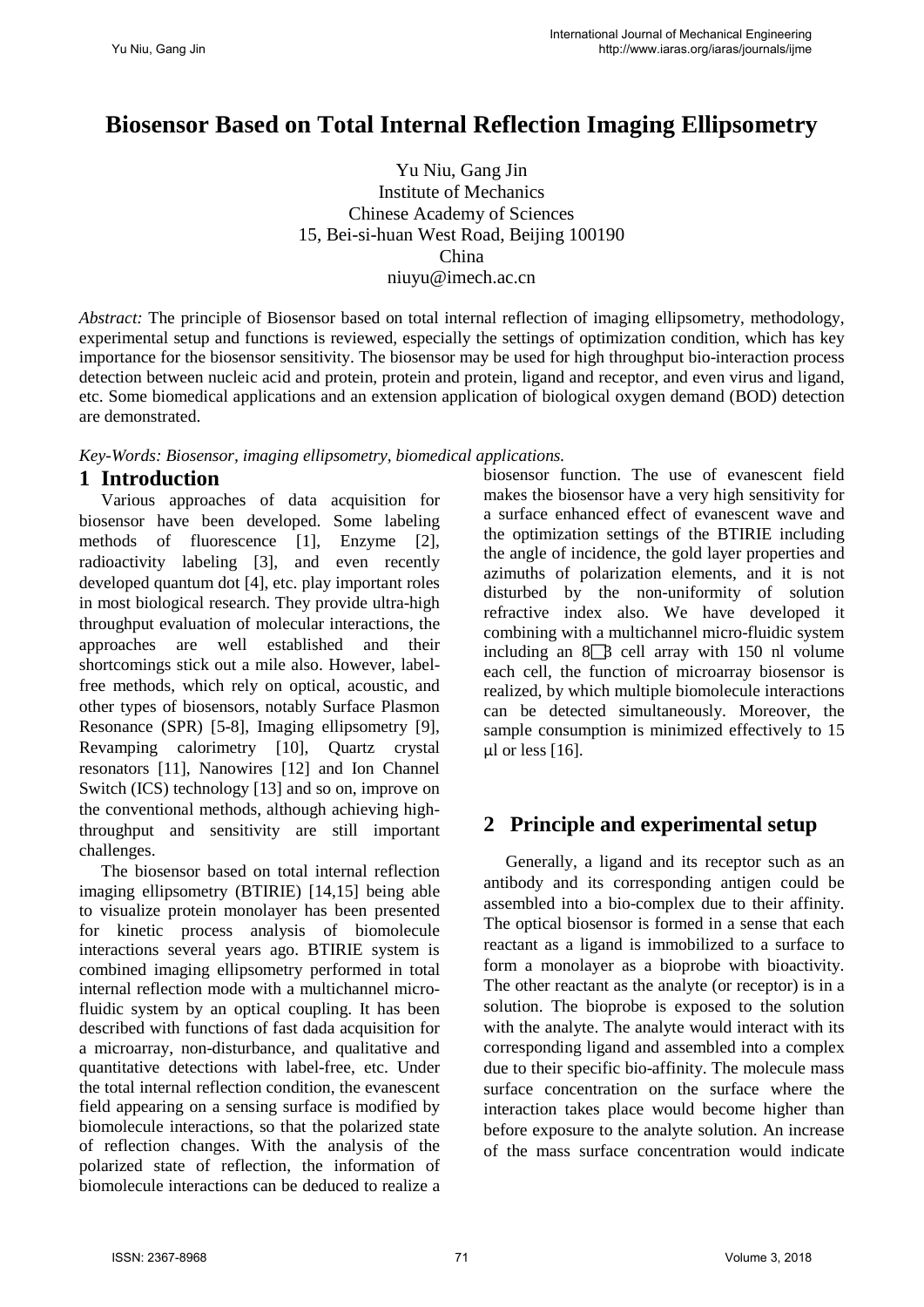# Biosensor Based on Total Internal Reflection Imaging Ellipsometry

Yu Niu, Gang Jin
Institute of Mechanics
Chinese Academy of Sciences
15, Bei-si-huan West Road, Beijing 100190
China
niuyu@imech.ac.cn

*Abstract:* The principle of Biosensor based on total internal reflection of imaging ellipsometry, methodology, experimental setup and functions is reviewed, especially the settings of optimization condition, which has key importance for the biosensor sensitivity. The biosensor may be used for high throughput bio-interaction process detection between nucleic acid and protein, protein and protein, ligand and receptor, and even virus and ligand, etc. Some biomedical applications and an extension application of biological oxygen demand (BOD) detection are demonstrated.

*Key-Words: Biosensor, imaging ellipsometry, biomedical applications.*

## 1 Introduction

Various approaches of data acquisition for biosensor have been developed. Some labeling methods of fluorescence [1], Enzyme [2], radioactivity labeling [3], and even recently developed quantum dot [4], etc. play important roles in most biological research. They provide ultra-high throughput evaluation of molecular interactions, the approaches are well established and their shortcomings stick out a mile also. However, label-free methods, which rely on optical, acoustic, and other types of biosensors, notably Surface Plasmon Resonance (SPR) [5-8], Imaging ellipsometry [9], Revamping calorimetry [10], Quartz crystal resonators [11], Nanowires [12] and Ion Channel Switch (ICS) technology [13] and so on, improve on the conventional methods, although achieving high-throughput and sensitivity are still important challenges.

The biosensor based on total internal reflection imaging ellipsometry (BTIRIE) [14,15] being able to visualize protein monolayer has been presented for kinetic process analysis of biomolecule interactions several years ago. BTIRIE system is combined imaging ellipsometry performed in total internal reflection mode with a multichannel micro-fluidic system by an optical coupling. It has been described with functions of fast dada acquisition for a microarray, non-disturbance, and qualitative and quantitative detections with label-free, etc. Under the total internal reflection condition, the evanescent field appearing on a sensing surface is modified by biomolecule interactions, so that the polarized state of reflection changes. With the analysis of the polarized state of reflection, the information of biomolecule interactions can be deduced to realize a biosensor function. The use of evanescent field makes the biosensor have a very high sensitivity for a surface enhanced effect of evanescent wave and the optimization settings of the BTIRIE including the angle of incidence, the gold layer properties and azimuths of polarization elements, and it is not disturbed by the non-uniformity of solution refractive index also. We have developed it combining with a multichannel micro-fluidic system including an 8□8 cell array with 150 nl volume each cell, the function of microarray biosensor is realized, by which multiple biomolecule interactions can be detected simultaneously. Moreover, the sample consumption is minimized effectively to 15 μl or less [16].

## 2 Principle and experimental setup

Generally, a ligand and its receptor such as an antibody and its corresponding antigen could be assembled into a bio-complex due to their affinity. The optical biosensor is formed in a sense that each reactant as a ligand is immobilized to a surface to form a monolayer as a bioprobe with bioactivity. The other reactant as the analyte (or receptor) is in a solution. The bioprobe is exposed to the solution with the analyte. The analyte would interact with its corresponding ligand and assembled into a complex due to their specific bio-affinity. The molecule mass surface concentration on the surface where the interaction takes place would become higher than before exposure to the analyte solution. An increase of the mass surface concentration would indicate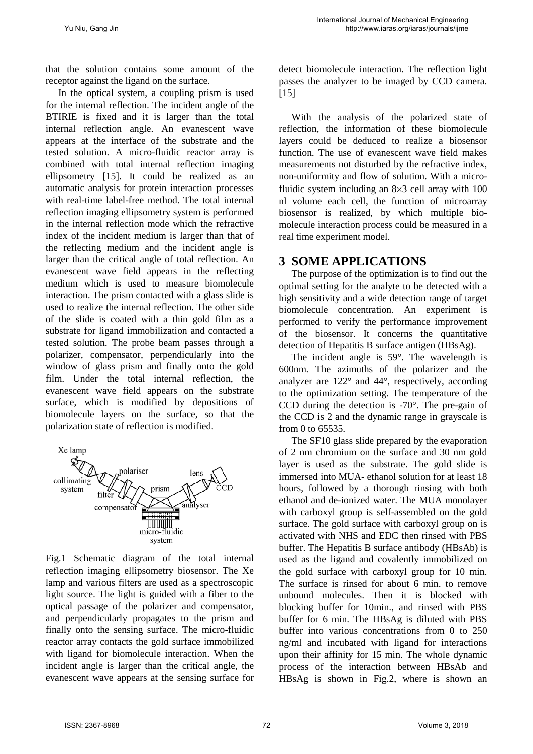that the solution contains some amount of the receptor against the ligand on the surface.

In the optical system, a coupling prism is used for the internal reflection. The incident angle of the BTIRIE is fixed and it is larger than the total internal reflection angle. An evanescent wave appears at the interface of the substrate and the tested solution. A micro-fluidic reactor array is combined with total internal reflection imaging ellipsometry [15]. It could be realized as an automatic analysis for protein interaction processes with real-time label-free method. The total internal reflection imaging ellipsometry system is performed in the internal reflection mode which the refractive index of the incident medium is larger than that of the reflecting medium and the incident angle is larger than the critical angle of total reflection. An evanescent wave field appears in the reflecting medium which is used to measure biomolecule interaction. The prism contacted with a glass slide is used to realize the internal reflection. The other side of the slide is coated with a thin gold film as a substrate for ligand immobilization and contacted a tested solution. The probe beam passes through a polarizer, compensator, perpendicularly into the window of glass prism and finally onto the gold film. Under the total internal reflection, the evanescent wave field appears on the substrate surface, which is modified by depositions of biomolecule layers on the surface, so that the polarization state of reflection is modified.

Fig.1 Schematic diagram of the total internal reflection imaging ellipsometry biosensor. The Xe lamp and various filters are used as a spectroscopic light source. The light is guided with a fiber to the optical passage of the polarizer and compensator, and perpendicularly propagates to the prism and finally onto the sensing surface. The micro-fluidic reactor array contacts the gold surface immobilized with ligand for biomolecule interaction. When the incident angle is larger than the critical angle, the evanescent wave appears at the sensing surface for detect biomolecule interaction. The reflection light passes the analyzer to be imaged by CCD camera. [15]

With the analysis of the polarized state of reflection, the information of these biomolecule layers could be deduced to realize a biosensor function. The use of evanescent wave field makes measurements not disturbed by the refractive index, non-uniformity and flow of solution. With a micro-fluidic system including an $8\times3$ cell array with 100 nl volume each cell, the function of microarray biosensor is realized, by which multiple bio-molecule interaction process could be measured in a real time experiment model.

## 3 SOME APPLICATIONS

The purpose of the optimization is to find out the optimal setting for the analyte to be detected with a high sensitivity and a wide detection range of target biomolecule concentration. An experiment is performed to verify the performance improvement of the biosensor. It concerns the quantitative detection of Hepatitis B surface antigen (HBsAg).

The incident angle is 59°. The wavelength is 600nm. The azimuths of the polarizer and the analyzer are 122° and 44°, respectively, according to the optimization setting. The temperature of the CCD during the detection is -70°. The pre-gain of the CCD is 2 and the dynamic range in grayscale is from 0 to 65535.

The SF10 glass slide prepared by the evaporation of 2 nm chromium on the surface and 30 nm gold layer is used as the substrate. The gold slide is immersed into MUA- ethanol solution for at least 18 hours, followed by a thorough rinsing with both ethanol and de-ionized water. The MUA monolayer with carboxyl group is self-assembled on the gold surface. The gold surface with carboxyl group on is activated with NHS and EDC then rinsed with PBS buffer. The Hepatitis B surface antibody (HBsAb) is used as the ligand and covalently immobilized on the gold surface with carboxyl group for 10 min. The surface is rinsed for about 6 min. to remove unbound molecules. Then it is blocked with blocking buffer for 10min., and rinsed with PBS buffer for 6 min. The HBsAg is diluted with PBS buffer into various concentrations from 0 to 250 ng/ml and incubated with ligand for interactions upon their affinity for 15 min. The whole dynamic process of the interaction between HBsAb and HBsAg is shown in Fig.2, where is shown an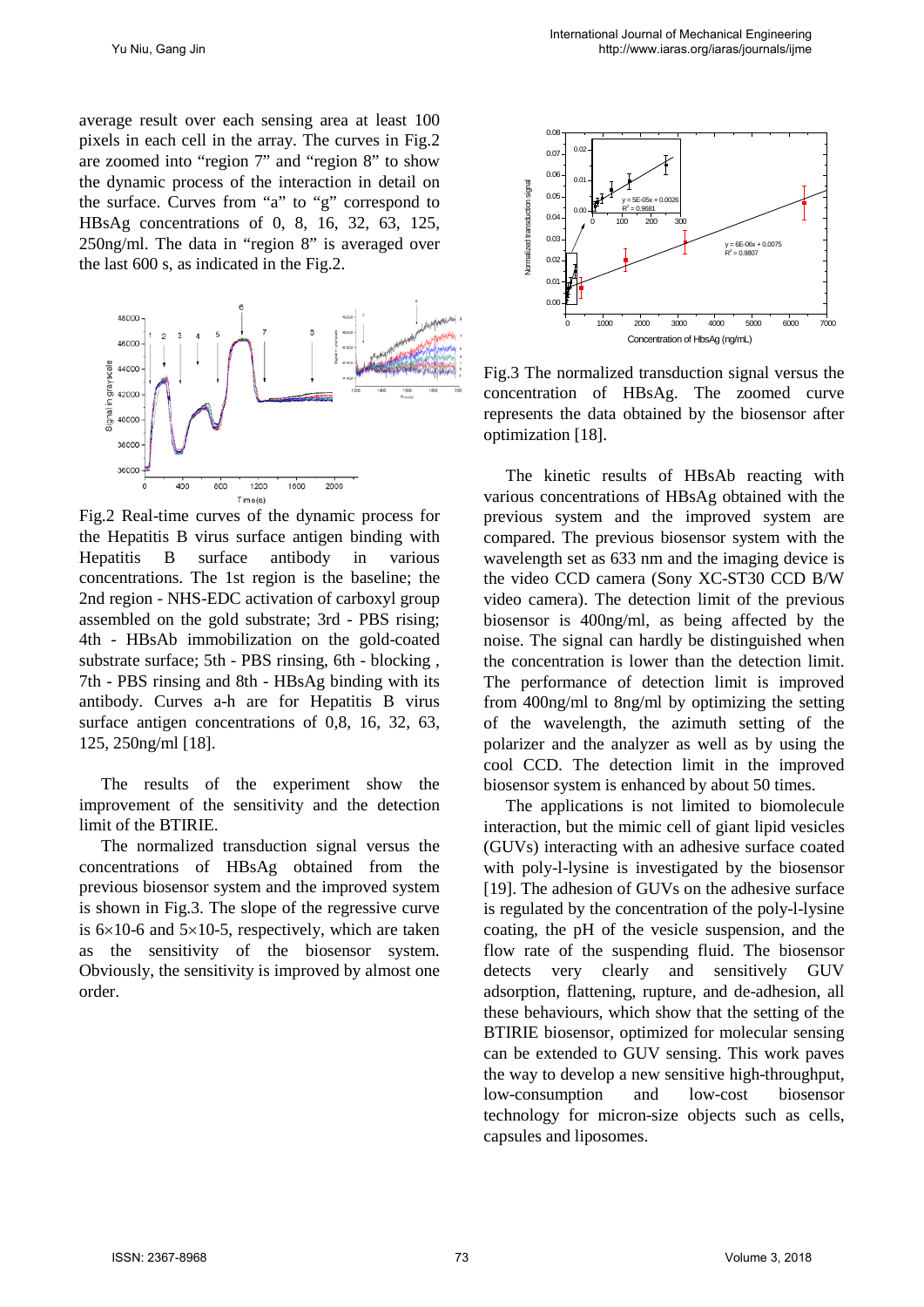average result over each sensing area at least 100 pixels in each cell in the array. The curves in Fig.2 are zoomed into "region 7" and "region 8" to show the dynamic process of the interaction in detail on the surface. Curves from "a" to "g" correspond to HBsAg concentrations of 0, 8, 16, 32, 63, 125, 250ng/ml. The data in "region 8" is averaged over the last 600 s, as indicated in the Fig.2.

Fig.2 Real-time curves of the dynamic process for the Hepatitis B virus surface antigen binding with Hepatitis B surface antibody in various concentrations. The 1st region is the baseline; the 2nd region - NHS-EDC activation of carboxyl group assembled on the gold substrate; 3rd - PBS rising; 4th - HBsAb immobilization on the gold-coated substrate surface; 5th - PBS rinsing, 6th - blocking , 7th - PBS rinsing and 8th - HBsAg binding with its antibody. Curves a-h are for Hepatitis B virus surface antigen concentrations of 0,8, 16, 32, 63, 125, 250ng/ml [18].

The results of the experiment show the improvement of the sensitivity and the detection limit of the BTIRIE.

The normalized transduction signal versus the concentrations of HBsAg obtained from the previous biosensor system and the improved system is shown in Fig.3. The slope of the regressive curve is $6 \times 10^{-6}$ and $5 \times 10^{-5}$, respectively, which are taken as the sensitivity of the biosensor system. Obviously, the sensitivity is improved by almost one order.

Fig.3 The normalized transduction signal versus the concentration of HBsAg. The zoomed curve represents the data obtained by the biosensor after optimization [18].

The kinetic results of HBsAb reacting with various concentrations of HBsAg obtained with the previous system and the improved system are compared. The previous biosensor system with the wavelength set as 633 nm and the imaging device is the video CCD camera (Sony XC-ST30 CCD B/W video camera). The detection limit of the previous biosensor is 400ng/ml, as being affected by the noise. The signal can hardly be distinguished when the concentration is lower than the detection limit. The performance of detection limit is improved from 400ng/ml to 8ng/ml by optimizing the setting of the wavelength, the azimuth setting of the polarizer and the analyzer as well as by using the cool CCD. The detection limit in the improved biosensor system is enhanced by about 50 times.

The applications is not limited to biomolecule interaction, but the mimic cell of giant lipid vesicles (GUVs) interacting with an adhesive surface coated with poly-l-lysine is investigated by the biosensor [19]. The adhesion of GUVs on the adhesive surface is regulated by the concentration of the poly-l-lysine coating, the pH of the vesicle suspension, and the flow rate of the suspending fluid. The biosensor detects very clearly and sensitively GUV adsorption, flattening, rupture, and de-adhesion, all these behaviours, which show that the setting of the BTIRIE biosensor, optimized for molecular sensing can be extended to GUV sensing. This work paves the way to develop a new sensitive high-throughput, low-consumption and low-cost biosensor technology for micron-size objects such as cells, capsules and liposomes.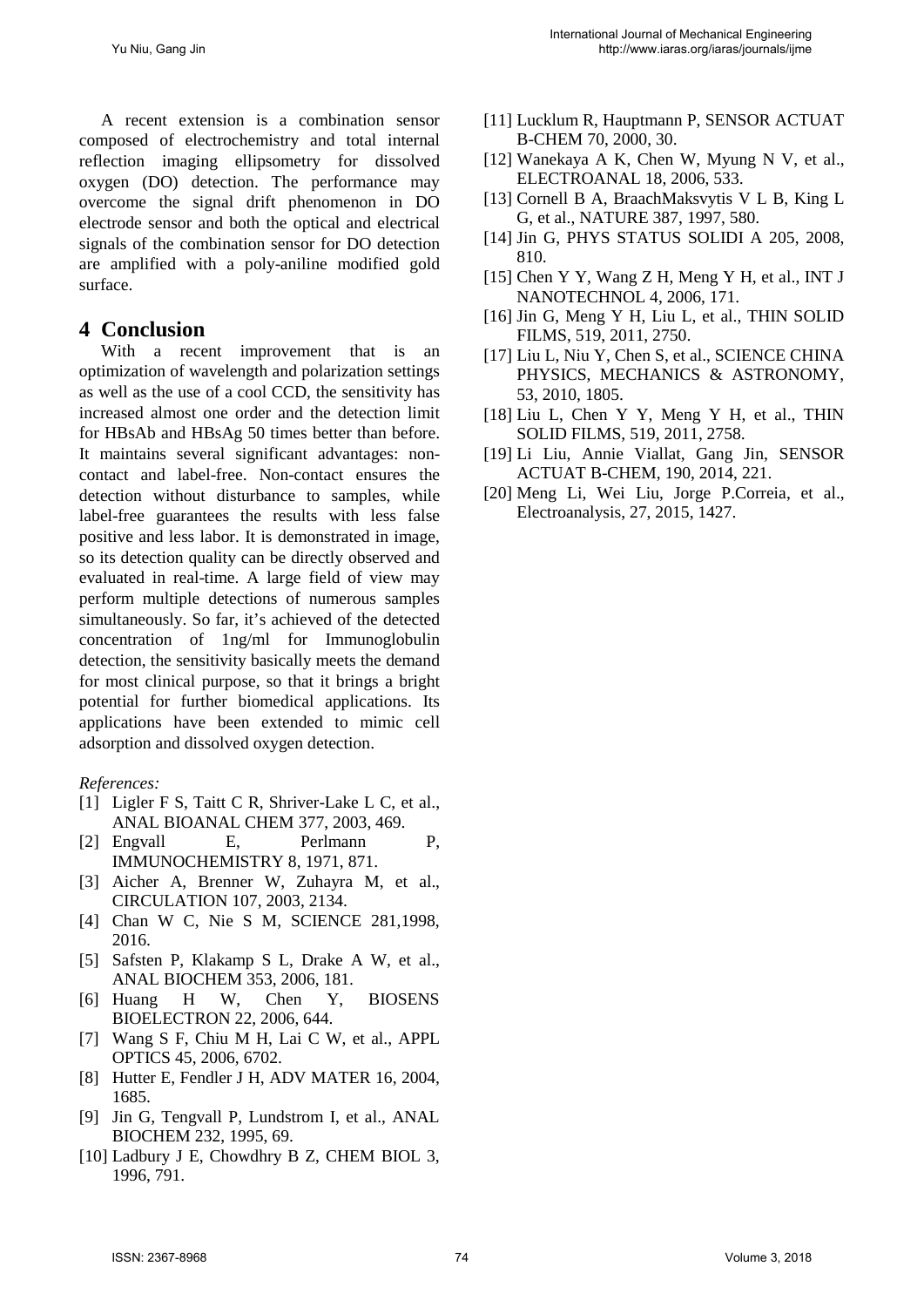A recent extension is a combination sensor composed of electrochemistry and total internal reflection imaging ellipsometry for dissolved oxygen (DO) detection. The performance may overcome the signal drift phenomenon in DO electrode sensor and both the optical and electrical signals of the combination sensor for DO detection are amplified with a poly-aniline modified gold surface.

## 4 Conclusion

With a recent improvement that is an optimization of wavelength and polarization settings as well as the use of a cool CCD, the sensitivity has increased almost one order and the detection limit for HBsAb and HBsAg 50 times better than before. It maintains several significant advantages: non-contact and label-free. Non-contact ensures the detection without disturbance to samples, while label-free guarantees the results with less false positive and less labor. It is demonstrated in image, so its detection quality can be directly observed and evaluated in real-time. A large field of view may perform multiple detections of numerous samples simultaneously. So far, it's achieved of the detected concentration of 1ng/ml for Immunoglobulin detection, the sensitivity basically meets the demand for most clinical purpose, so that it brings a bright potential for further biomedical applications. Its applications have been extended to mimic cell adsorption and dissolved oxygen detection.

*References:*

[1] Ligler F S, Taitt C R, Shriver-Lake L C, et al., ANAL BIOANAL CHEM 377, 2003, 469.

[2] Engvall E, Perlmann P, IMMUNOCHEMISTRY 8, 1971, 871.

[3] Aicher A, Brenner W, Zuhayra M, et al., CIRCULATION 107, 2003, 2134.

[4] Chan W C, Nie S M, SCIENCE 281,1998, 2016.

[5] Safsten P, Klakamp S L, Drake A W, et al., ANAL BIOCHEM 353, 2006, 181.

[6] Huang H W, Chen Y, BIOSENS BIOELECTRON 22, 2006, 644.

[7] Wang S F, Chiu M H, Lai C W, et al., APPL OPTICS 45, 2006, 6702.

[8] Hutter E, Fendler J H, ADV MATER 16, 2004, 1685.

[9] Jin G, Tengvall P, Lundstrom I, et al., ANAL BIOCHEM 232, 1995, 69.

[10] Ladbury J E, Chowdhry B Z, CHEM BIOL 3, 1996, 791.

[11] Lucklum R, Hauptmann P, SENSOR ACTUAT B-CHEM 70, 2000, 30.

[12] Wanekaya A K, Chen W, Myung N V, et al., ELECTROANAL 18, 2006, 533.

[13] Cornell B A, BraachMaksvytis V L B, King L G, et al., NATURE 387, 1997, 580.

[14] Jin G, PHYS STATUS SOLIDI A 205, 2008, 810.

[15] Chen Y Y, Wang Z H, Meng Y H, et al., INT J NANOTECHNOL 4, 2006, 171.

[16] Jin G, Meng Y H, Liu L, et al., THIN SOLID FILMS, 519, 2011, 2750.

[17] Liu L, Niu Y, Chen S, et al., SCIENCE CHINA PHYSICS, MECHANICS & ASTRONOMY, 53, 2010, 1805.

[18] Liu L, Chen Y Y, Meng Y H, et al., THIN SOLID FILMS, 519, 2011, 2758.

[19] Li Liu, Annie Viallat, Gang Jin, SENSOR ACTUAT B-CHEM, 190, 2014, 221.

[20] Meng Li, Wei Liu, Jorge P.Correia, et al., Electroanalysis, 27, 2015, 1427.